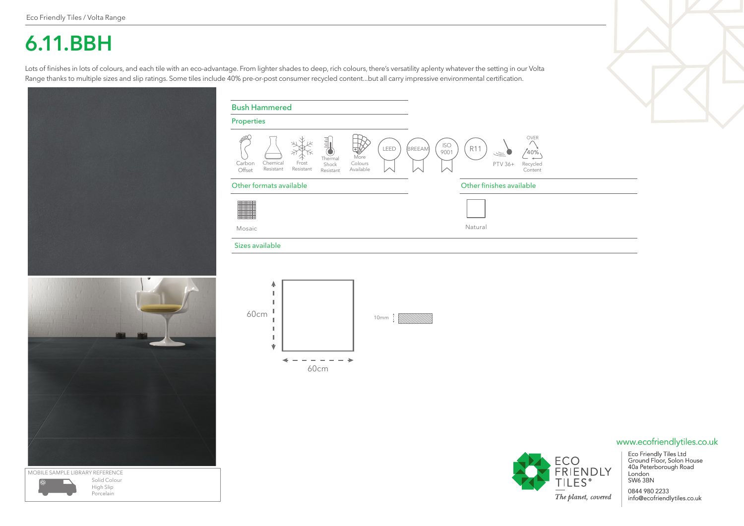Eco Friendly Tiles / Volta Range

# 6.11.BBH

Lots of finishes in lots of colours, and each tile with an eco-advantage. From lighter shades to deep, rich colours, there's versatility aplenty whatever the setting in our Volta Range thanks to multiple sizes and slip ratings. Some tiles include 40% pre-or-post consumer recycled content...but all carry impressive environmental certification.

## Bush Hammered

### Properties

- Carbon Offset
- Chemical Resistant
- Frost Resistant
- Thermal Shock Resistant
- More Colours Available
- LEED
- BREEAM
- ISO 9001
- R11
- PTV 36+
- OVER 40% Recycled Content

### Other formats available

Mosaic

### Other finishes available

Natural

### Sizes available

60cm x 60cm

10mm

MOBILE SAMPLE LIBRARY REFERENCE

Solid Colour
High Slip
Porcelain

www.ecofriendlytiles.co.uk

ECO FRIENDLY TILES®
*The planet, covered*

Eco Friendly Tiles Ltd
Ground Floor, Solon House
40a Peterborough Road
London
SW6 3BN

0844 980 2233
info@ecofriendlytiles.co.uk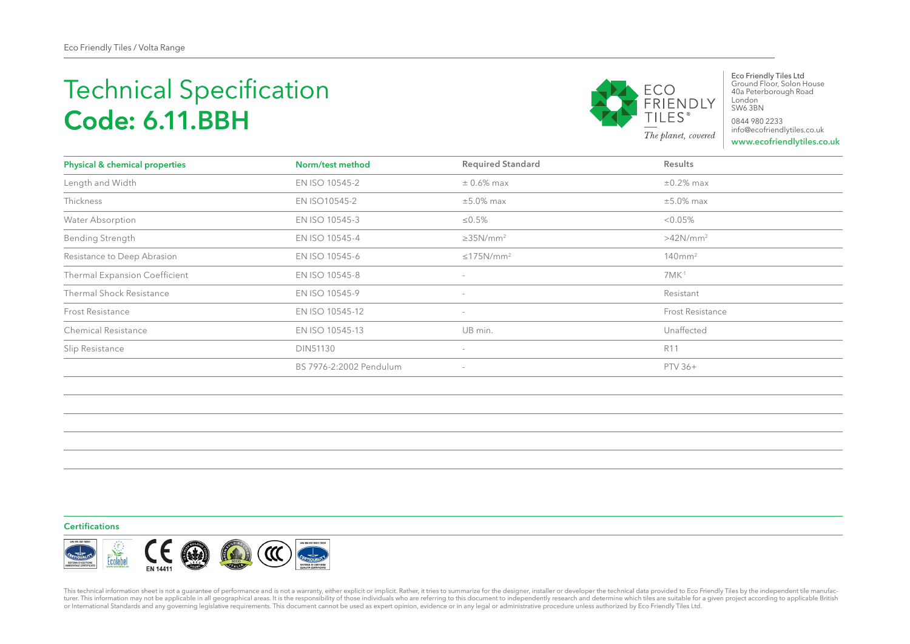Eco Friendly Tiles / Volta Range

# Technical Specification
# **Code: 6.11.BBH**

ECO FRIENDLY TILES®

*The planet, covered*

Eco Friendly Tiles Ltd
Ground Floor, Solon House
40a Peterborough Road
London
SW6 3BN

0844 980 2233
info@ecofriendlytiles.co.uk
**www.ecofriendlytiles.co.uk**

| Physical & chemical properties | Norm/test method | Required Standard | Results |
|---|---|---|---|
| Length and Width | EN ISO 10545-2 | ± 0.6% max | ±0.2% max |
| Thickness | EN ISO10545-2 | ±5.0% max | ±5.0% max |
| Water Absorption | EN ISO 10545-3 | ≤0.5% | <0.05% |
| Bending Strength | EN ISO 10545-4 | ≥35N/mm$^2$ | >42N/mm$^2$ |
| Resistance to Deep Abrasion | EN ISO 10545-6 | ≤175N/mm$^2$ | 140mm$^2$ |
| Thermal Expansion Coefficient | EN ISO 10545-8 | - | 7MK$^{-1}$ |
| Thermal Shock Resistance | EN ISO 10545-9 | - | Resistant |
| Frost Resistance | EN ISO 10545-12 | - | Frost Resistance |
| Chemical Resistance | EN ISO 10545-13 | UB min. | Unaffected |
| Slip Resistance | DIN51130 | - | R11 |
| | BS 7976-2:2002 Pendulum | - | PTV 36+ |

**Certifications**

EN 14411

This technical information sheet is not a guarantee of performance and is not a warranty, either explicit or implicit. Rather, it tries to summarize for the designer, installer or developer the technical data provided to Eco Friendly Tiles by the independent tile manufacturer. This information may not be applicable in all geographical areas. It is the responsibility of those individuals who are referring to this document to independently research and determine which tiles are suitable for a given project according to applicable British or International Standards and any governing legislative requirements. This document cannot be used as expert opinion, evidence or in any legal or administrative procedure unless authorized by Eco Friendly Tiles Ltd.